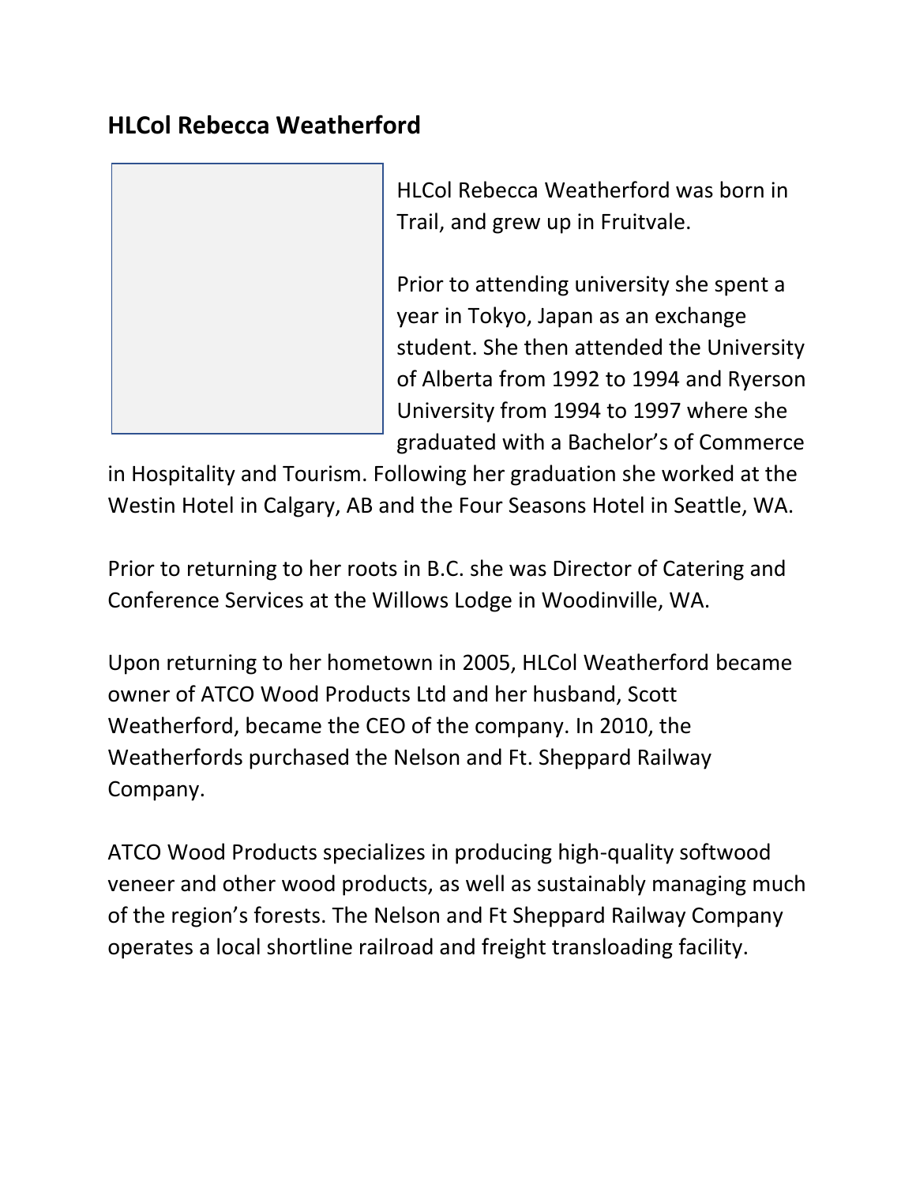## HLCol Rebecca Weatherford

HLCol Rebecca Weatherford was born in Trail, and grew up in Fruitvale.

Prior to attending university she spent a year in Tokyo, Japan as an exchange student. She then attended the University of Alberta from 1992 to 1994 and Ryerson University from 1994 to 1997 where she graduated with a Bachelor's of Commerce in Hospitality and Tourism. Following her graduation she worked at the Westin Hotel in Calgary, AB and the Four Seasons Hotel in Seattle, WA.

Prior to returning to her roots in B.C. she was Director of Catering and Conference Services at the Willows Lodge in Woodinville, WA.

Upon returning to her hometown in 2005, HLCol Weatherford became owner of ATCO Wood Products Ltd and her husband, Scott Weatherford, became the CEO of the company. In 2010, the Weatherfords purchased the Nelson and Ft. Sheppard Railway Company.

ATCO Wood Products specializes in producing high-quality softwood veneer and other wood products, as well as sustainably managing much of the region's forests. The Nelson and Ft Sheppard Railway Company operates a local shortline railroad and freight transloading facility.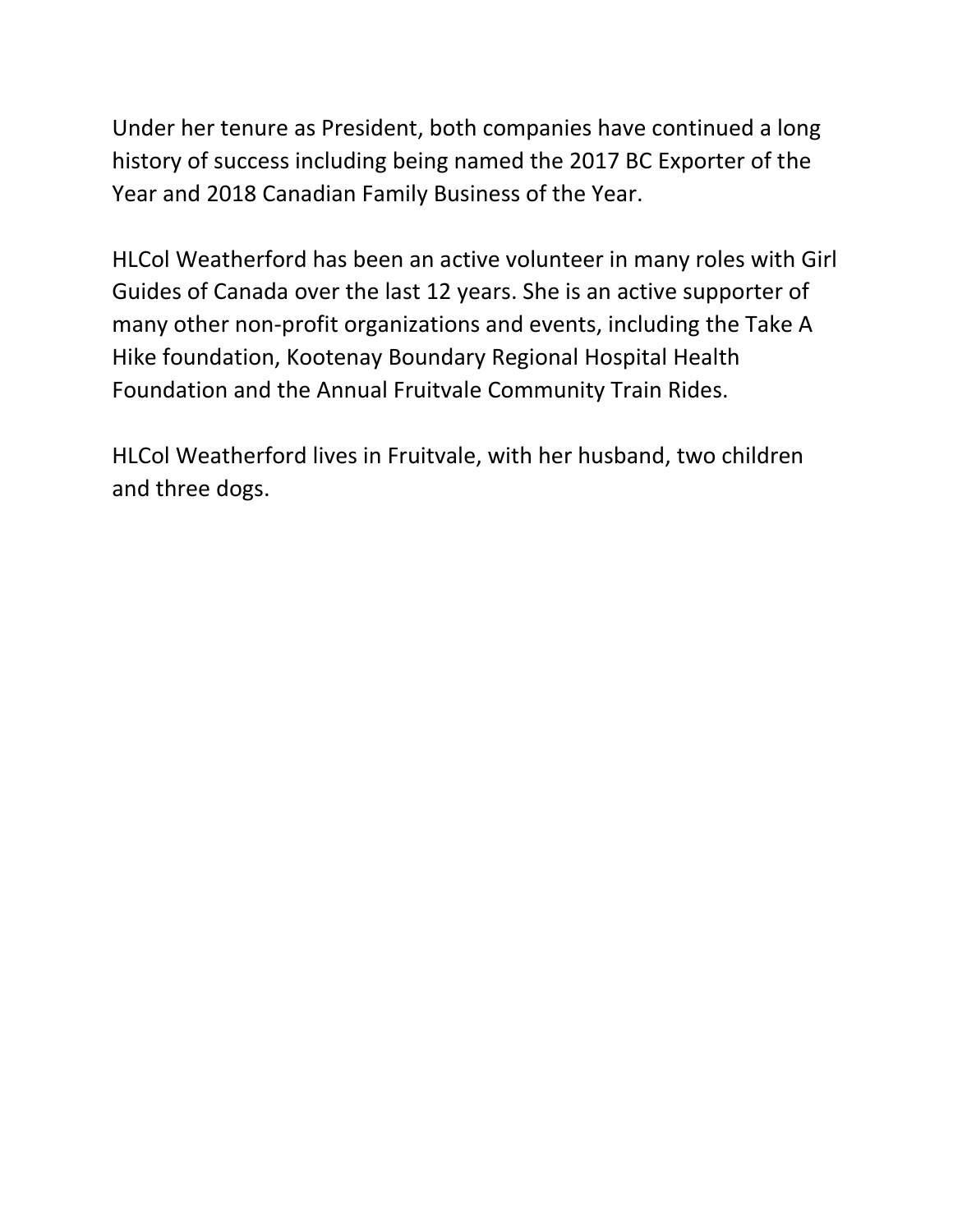Under her tenure as President, both companies have continued a long history of success including being named the 2017 BC Exporter of the Year and 2018 Canadian Family Business of the Year.

HLCol Weatherford has been an active volunteer in many roles with Girl Guides of Canada over the last 12 years. She is an active supporter of many other non-profit organizations and events, including the Take A Hike foundation, Kootenay Boundary Regional Hospital Health Foundation and the Annual Fruitvale Community Train Rides.

HLCol Weatherford lives in Fruitvale, with her husband, two children and three dogs.